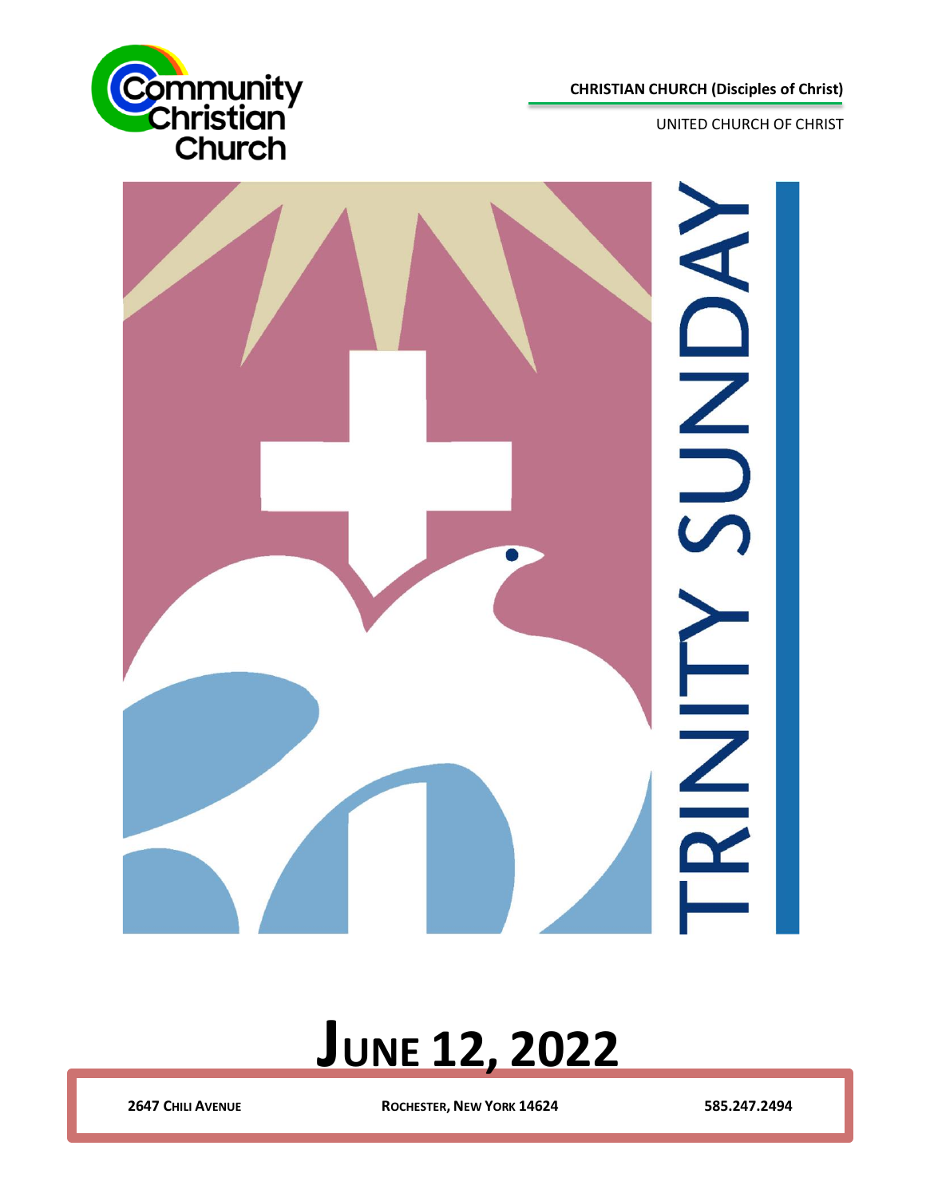Community Christian Church

**CHRISTIAN CHURCH (Disciples of Christ)**

UNITED CHURCH OF CHRIST

TRINITY SUNDAY

# JUNE 12, 2022

**2647 CHILI AVENUE** **ROCHESTER, NEW YORK 14624** **585.247.2494**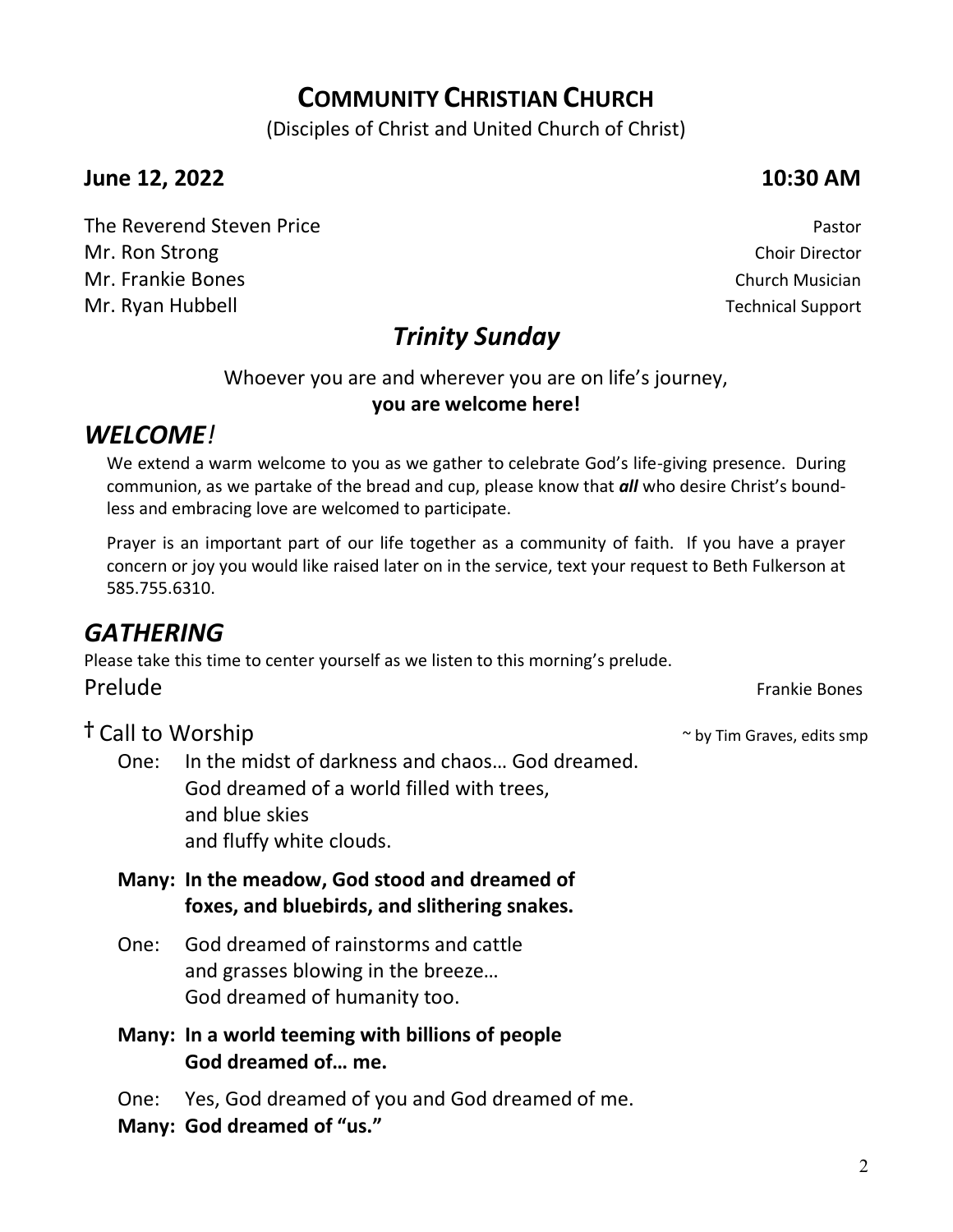# COMMUNITY CHRISTIAN CHURCH

(Disciples of Christ and United Church of Christ)

**June 12, 2022** **10:30 AM**

| | |
|---|---|
| The Reverend Steven Price | Pastor |
| Mr. Ron Strong | Choir Director |
| Mr. Frankie Bones | Church Musician |
| Mr. Ryan Hubbell | Technical Support |

## *Trinity Sunday*

Whoever you are and wherever you are on life's journey,
**you are welcome here!**

## *WELCOME!*

We extend a warm welcome to you as we gather to celebrate God's life-giving presence. During communion, as we partake of the bread and cup, please know that ***all*** who desire Christ's boundless and embracing love are welcomed to participate.

Prayer is an important part of our life together as a community of faith. If you have a prayer concern or joy you would like raised later on in the service, text your request to Beth Fulkerson at 585.755.6310.

## *GATHERING*

Please take this time to center yourself as we listen to this morning's prelude.

### Prelude — Frankie Bones

### † Call to Worship — ~ by Tim Graves, edits smp

One: In the midst of darkness and chaos… God dreamed.
God dreamed of a world filled with trees,
and blue skies
and fluffy white clouds.

**Many: In the meadow, God stood and dreamed of
foxes, and bluebirds, and slithering snakes.**

One: God dreamed of rainstorms and cattle
and grasses blowing in the breeze…
God dreamed of humanity too.

**Many: In a world teeming with billions of people
God dreamed of… me.**

One: Yes, God dreamed of you and God dreamed of me.

**Many: God dreamed of "us."**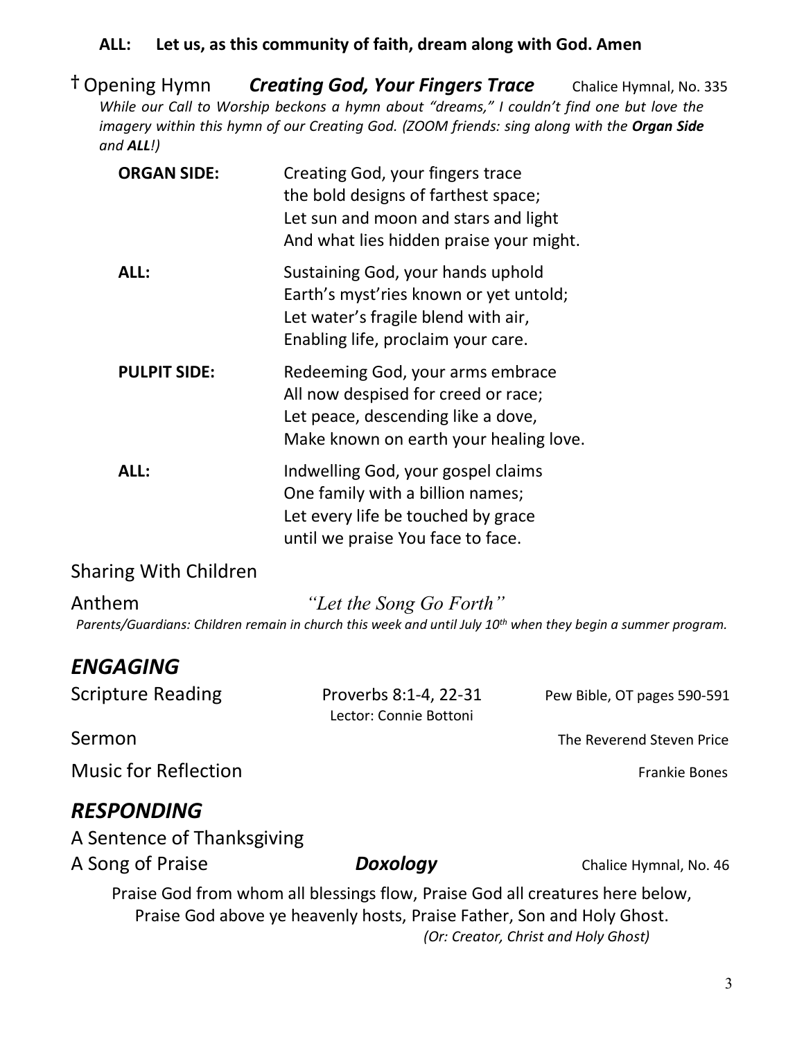**ALL: Let us, as this community of faith, dream along with God. Amen**

† Opening Hymn ***Creating God, Your Fingers Trace*** Chalice Hymnal, No. 335

*While our Call to Worship beckons a hymn about "dreams," I couldn't find one but love the imagery within this hymn of our Creating God. (ZOOM friends: sing along with the* ***Organ Side*** *and* ***ALL****!)*

**ORGAN SIDE:**
Creating God, your fingers trace
the bold designs of farthest space;
Let sun and moon and stars and light
And what lies hidden praise your might.

**ALL:**
Sustaining God, your hands uphold
Earth's myst'ries known or yet untold;
Let water's fragile blend with air,
Enabling life, proclaim your care.

**PULPIT SIDE:**
Redeeming God, your arms embrace
All now despised for creed or race;
Let peace, descending like a dove,
Make known on earth your healing love.

**ALL:**
Indwelling God, your gospel claims
One family with a billion names;
Let every life be touched by grace
until we praise You face to face.

Sharing With Children

Anthem *"Let the Song Go Forth"*

*Parents/Guardians: Children remain in church this week and until July 10th when they begin a summer program.*

## *ENGAGING*

Scripture Reading — Proverbs 8:1-4, 22-31 — Pew Bible, OT pages 590-591
Lector: Connie Bottoni

Sermon — The Reverend Steven Price

Music for Reflection — Frankie Bones

## *RESPONDING*

A Sentence of Thanksgiving

A Song of Praise ***Doxology*** Chalice Hymnal, No. 46

Praise God from whom all blessings flow, Praise God all creatures here below,
Praise God above ye heavenly hosts, Praise Father, Son and Holy Ghost.
*(Or: Creator, Christ and Holy Ghost)*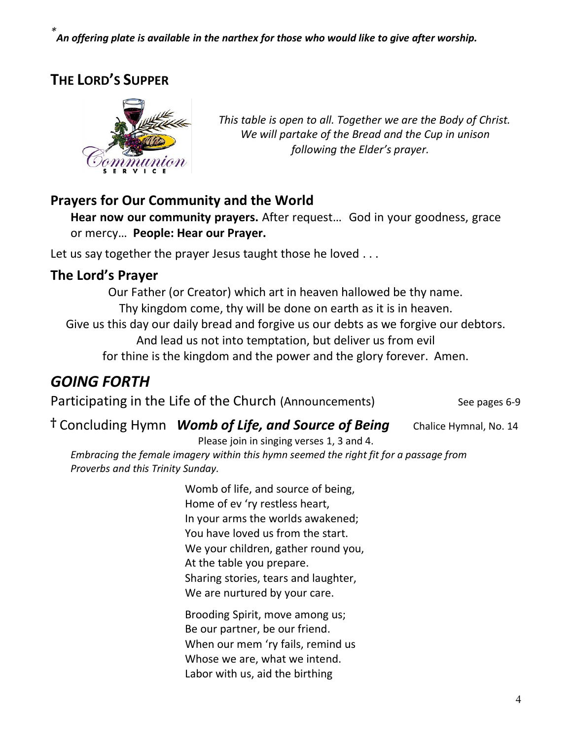*An offering plate is available in the narthex for those who would like to give after worship.*

## THE LORD'S SUPPER

*This table is open to all. Together we are the Body of Christ. We will partake of the Bread and the Cup in unison following the Elder's prayer.*

### Prayers for Our Community and the World

**Hear now our community prayers.** After request… God in your goodness, grace or mercy… **People: Hear our Prayer.**

Let us say together the prayer Jesus taught those he loved . . .

### The Lord's Prayer

Our Father (or Creator) which art in heaven hallowed be thy name.
Thy kingdom come, thy will be done on earth as it is in heaven.
Give us this day our daily bread and forgive us our debts as we forgive our debtors.
And lead us not into temptation, but deliver us from evil
for thine is the kingdom and the power and the glory forever. Amen.

## *GOING FORTH*

Participating in the Life of the Church (Announcements) See pages 6-9

† Concluding Hymn ***Womb of Life, and Source of Being*** Chalice Hymnal, No. 14

Please join in singing verses 1, 3 and 4.

*Embracing the female imagery within this hymn seemed the right fit for a passage from Proverbs and this Trinity Sunday.*

Womb of life, and source of being,
Home of ev 'ry restless heart,
In your arms the worlds awakened;
You have loved us from the start.
We your children, gather round you,
At the table you prepare.
Sharing stories, tears and laughter,
We are nurtured by your care.

Brooding Spirit, move among us;
Be our partner, be our friend.
When our mem 'ry fails, remind us
Whose we are, what we intend.
Labor with us, aid the birthing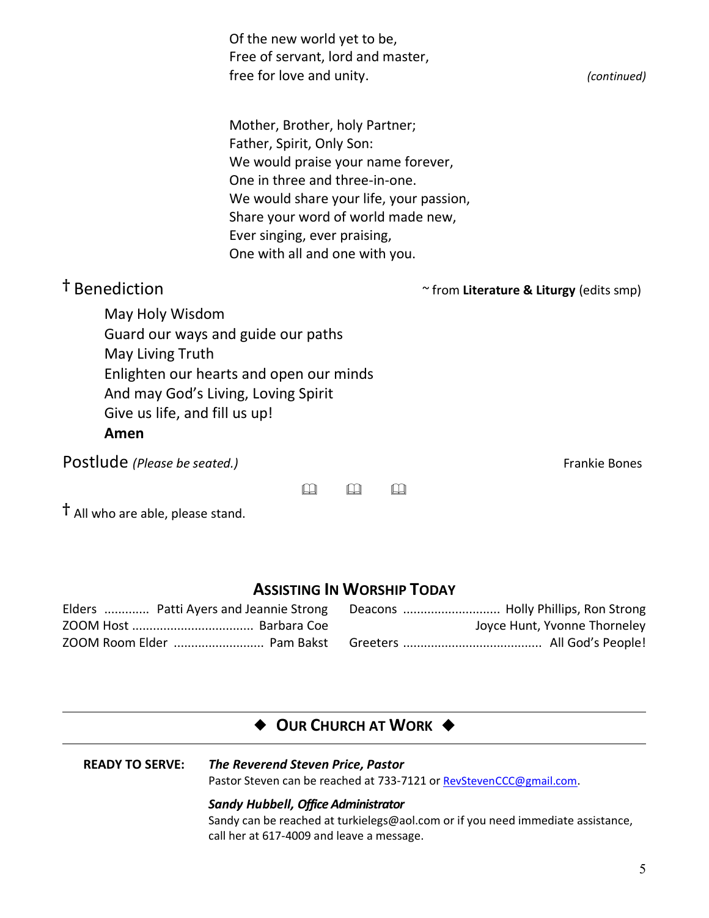Of the new world yet to be,
Free of servant, lord and master,
free for love and unity. *(continued)*

Mother, Brother, holy Partner;
Father, Spirit, Only Son:
We would praise your name forever,
One in three and three-in-one.
We would share your life, your passion,
Share your word of world made new,
Ever singing, ever praising,
One with all and one with you.

† Benediction ~ from **Literature & Liturgy** (edits smp)

May Holy Wisdom
Guard our ways and guide our paths
May Living Truth
Enlighten our hearts and open our minds
And may God's Living, Loving Spirit
Give us life, and fill us up!
**Amen**

Postlude *(Please be seated.)* Frankie Bones

† All who are able, please stand.

## Assisting In Worship Today

Elders ............ Patti Ayers and Jeannie Strong
ZOOM Host .................................. Barbara Coe
ZOOM Room Elder ......................... Pam Bakst
Deacons ........................... Holly Phillips, Ron Strong, Joyce Hunt, Yvonne Thorneley
Greeters ....................................... All God's People!

## ◆ Our Church at Work ◆

**READY TO SERVE:** ***The Reverend Steven Price, Pastor***
Pastor Steven can be reached at 733-7121 or RevStevenCCC@gmail.com.

***Sandy Hubbell, Office Administrator***
Sandy can be reached at turkielegs@aol.com or if you need immediate assistance, call her at 617-4009 and leave a message.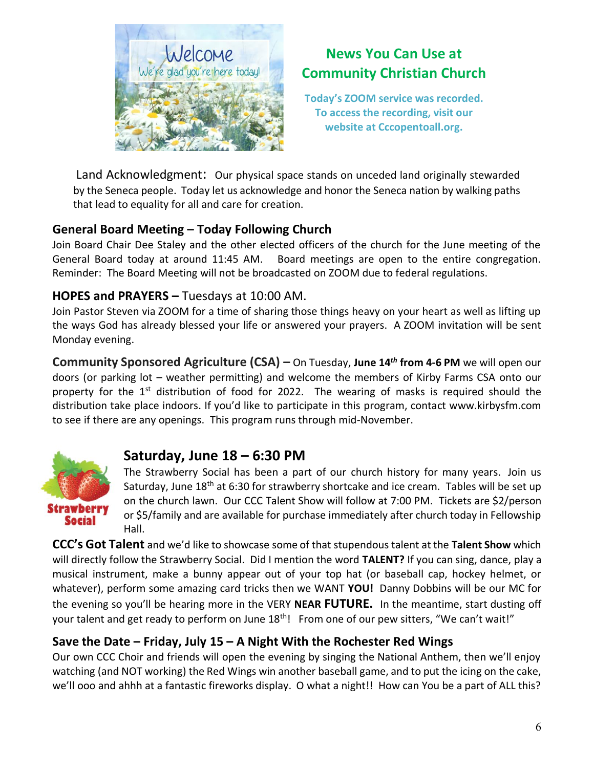## News You Can Use at Community Christian Church

**Today's ZOOM service was recorded. To access the recording, visit our website at Cccopentoall.org.**

Land Acknowledgment: Our physical space stands on unceded land originally stewarded by the Seneca people. Today let us acknowledge and honor the Seneca nation by walking paths that lead to equality for all and care for creation.

### General Board Meeting – Today Following Church

Join Board Chair Dee Staley and the other elected officers of the church for the June meeting of the General Board today at around 11:45 AM. Board meetings are open to the entire congregation. Reminder: The Board Meeting will not be broadcasted on ZOOM due to federal regulations.

### HOPES and PRAYERS – Tuesdays at 10:00 AM.

Join Pastor Steven via ZOOM for a time of sharing those things heavy on your heart as well as lifting up the ways God has already blessed your life or answered your prayers. A ZOOM invitation will be sent Monday evening.

**Community Sponsored Agriculture (CSA) –** On Tuesday, **June 14*th* from 4-6 PM** we will open our doors (or parking lot – weather permitting) and welcome the members of Kirby Farms CSA onto our property for the 1st distribution of food for 2022. The wearing of masks is required should the distribution take place indoors. If you'd like to participate in this program, contact www.kirbysfm.com to see if there are any openings. This program runs through mid-November.

Strawberry Social

### Saturday, June 18 – 6:30 PM

The Strawberry Social has been a part of our church history for many years. Join us Saturday, June 18th at 6:30 for strawberry shortcake and ice cream. Tables will be set up on the church lawn. Our CCC Talent Show will follow at 7:00 PM. Tickets are $2/person or $5/family and are available for purchase immediately after church today in Fellowship Hall.

**CCC's Got Talent** and we'd like to showcase some of that stupendous talent at the **Talent Show** which will directly follow the Strawberry Social. Did I mention the word **TALENT?** If you can sing, dance, play a musical instrument, make a bunny appear out of your top hat (or baseball cap, hockey helmet, or whatever), perform some amazing card tricks then we WANT **YOU!** Danny Dobbins will be our MC for the evening so you'll be hearing more in the VERY **NEAR FUTURE.** In the meantime, start dusting off your talent and get ready to perform on June 18th! From one of our pew sitters, "We can't wait!"

### Save the Date – Friday, July 15 – A Night With the Rochester Red Wings

Our own CCC Choir and friends will open the evening by singing the National Anthem, then we'll enjoy watching (and NOT working) the Red Wings win another baseball game, and to put the icing on the cake, we'll ooo and ahhh at a fantastic fireworks display. O what a night!! How can You be a part of ALL this?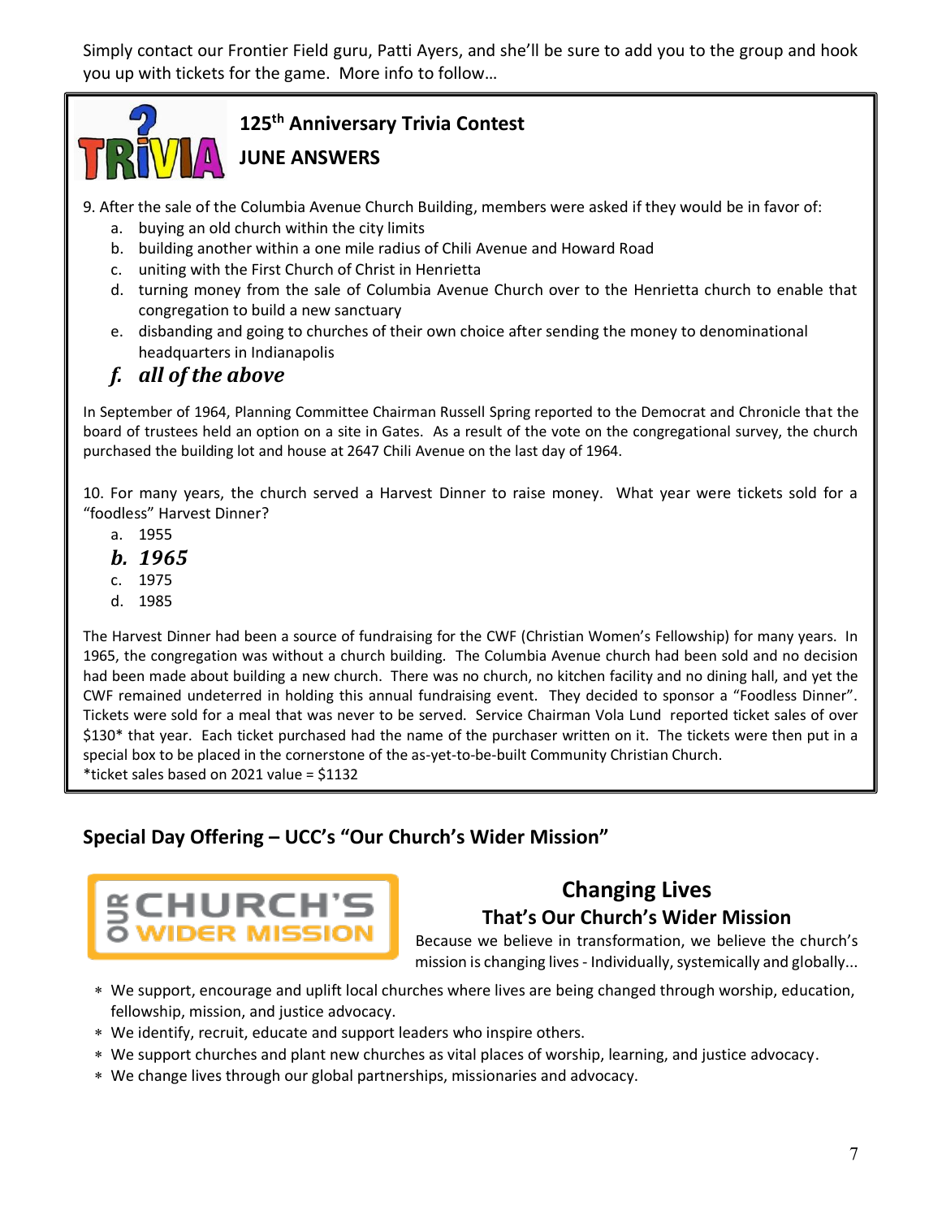Simply contact our Frontier Field guru, Patti Ayers, and she'll be sure to add you to the group and hook you up with tickets for the game. More info to follow…

## 125th Anniversary Trivia Contest

## JUNE ANSWERS

9. After the sale of the Columbia Avenue Church Building, members were asked if they would be in favor of:
   a. buying an old church within the city limits
   b. building another within a one mile radius of Chili Avenue and Howard Road
   c. uniting with the First Church of Christ in Henrietta
   d. turning money from the sale of Columbia Avenue Church over to the Henrietta church to enable that congregation to build a new sanctuary
   e. disbanding and going to churches of their own choice after sending the money to denominational headquarters in Indianapolis
   ***f. all of the above***

In September of 1964, Planning Committee Chairman Russell Spring reported to the Democrat and Chronicle that the board of trustees held an option on a site in Gates. As a result of the vote on the congregational survey, the church purchased the building lot and house at 2647 Chili Avenue on the last day of 1964.

10. For many years, the church served a Harvest Dinner to raise money. What year were tickets sold for a "foodless" Harvest Dinner?
   a. 1955
   ***b. 1965***
   c. 1975
   d. 1985

The Harvest Dinner had been a source of fundraising for the CWF (Christian Women's Fellowship) for many years. In 1965, the congregation was without a church building. The Columbia Avenue church had been sold and no decision had been made about building a new church. There was no church, no kitchen facility and no dining hall, and yet the CWF remained undeterred in holding this annual fundraising event. They decided to sponsor a "Foodless Dinner". Tickets were sold for a meal that was never to be served. Service Chairman Vola Lund reported ticket sales of over $130* that year. Each ticket purchased had the name of the purchaser written on it. The tickets were then put in a special box to be placed in the cornerstone of the as-yet-to-be-built Community Christian Church.
*ticket sales based on 2021 value = $1132

## Special Day Offering – UCC's "Our Church's Wider Mission"

OUR CHURCH'S WIDER MISSION

### Changing Lives
### That's Our Church's Wider Mission

Because we believe in transformation, we believe the church's mission is changing lives - Individually, systemically and globally...

- We support, encourage and uplift local churches where lives are being changed through worship, education, fellowship, mission, and justice advocacy.
- We identify, recruit, educate and support leaders who inspire others.
- We support churches and plant new churches as vital places of worship, learning, and justice advocacy.
- We change lives through our global partnerships, missionaries and advocacy.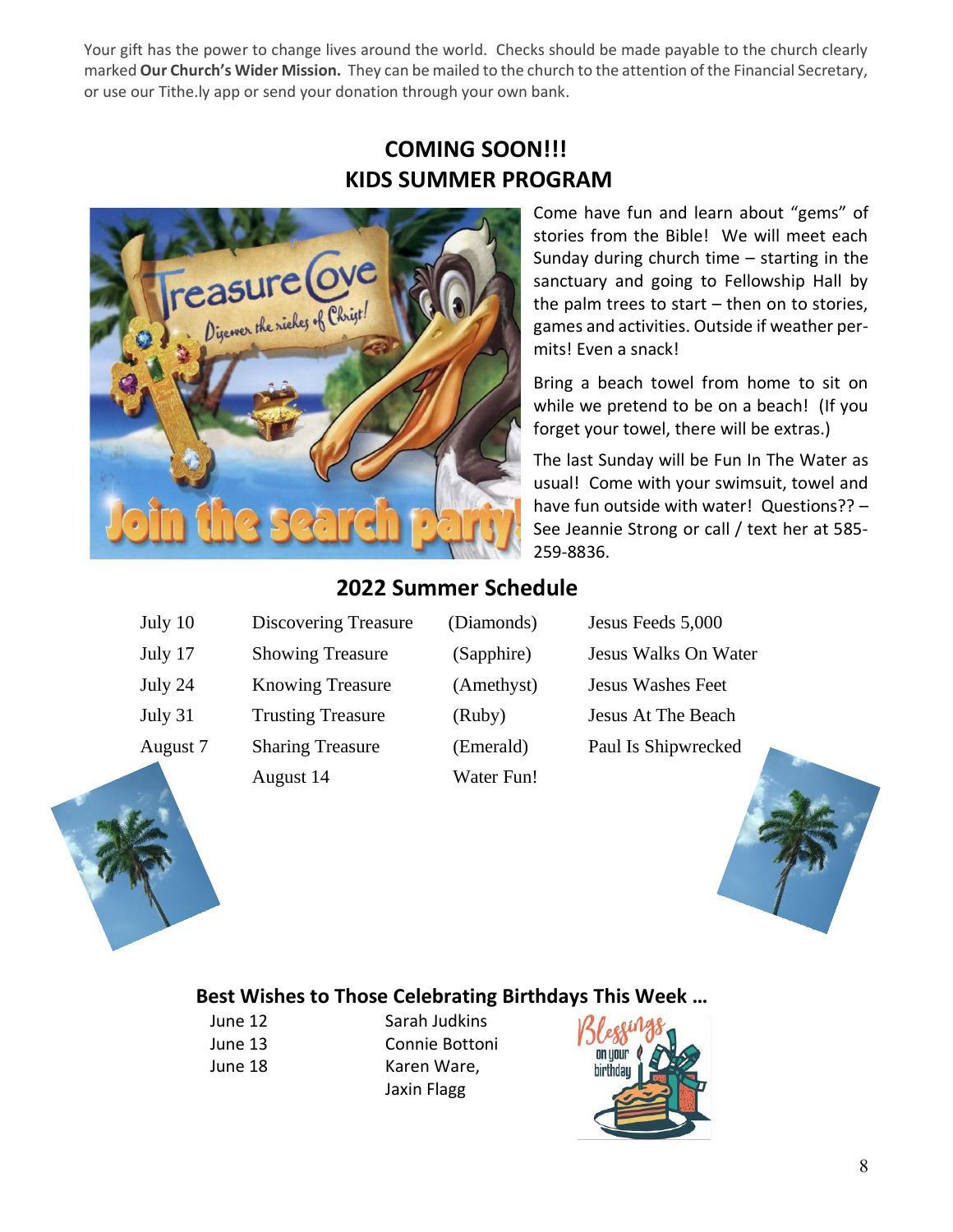Your gift has the power to change lives around the world. Checks should be made payable to the church clearly marked **Our Church's Wider Mission.** They can be mailed to the church to the attention of the Financial Secretary, or use our Tithe.ly app or send your donation through your own bank.

## COMING SOON!!!
## KIDS SUMMER PROGRAM

Come have fun and learn about "gems" of stories from the Bible! We will meet each Sunday during church time – starting in the sanctuary and going to Fellowship Hall by the palm trees to start – then on to stories, games and activities. Outside if weather permits! Even a snack!

Bring a beach towel from home to sit on while we pretend to be on a beach! (If you forget your towel, there will be extras.)

The last Sunday will be Fun In The Water as usual! Come with your swimsuit, towel and have fun outside with water! Questions?? – See Jeannie Strong or call / text her at 585-259-8836.

## 2022 Summer Schedule

| | | | |
|---|---|---|---|
| July 10 | Discovering Treasure | (Diamonds) | Jesus Feeds 5,000 |
| July 17 | Showing Treasure | (Sapphire) | Jesus Walks On Water |
| July 24 | Knowing Treasure | (Amethyst) | Jesus Washes Feet |
| July 31 | Trusting Treasure | (Ruby) | Jesus At The Beach |
| August 7 | Sharing Treasure | (Emerald) | Paul Is Shipwrecked |
| | August 14 | Water Fun! | |

### Best Wishes to Those Celebrating Birthdays This Week …

| | |
|---|---|
| June 12 | Sarah Judkins |
| June 13 | Connie Bottoni |
| June 18 | Karen Ware, Jaxin Flagg |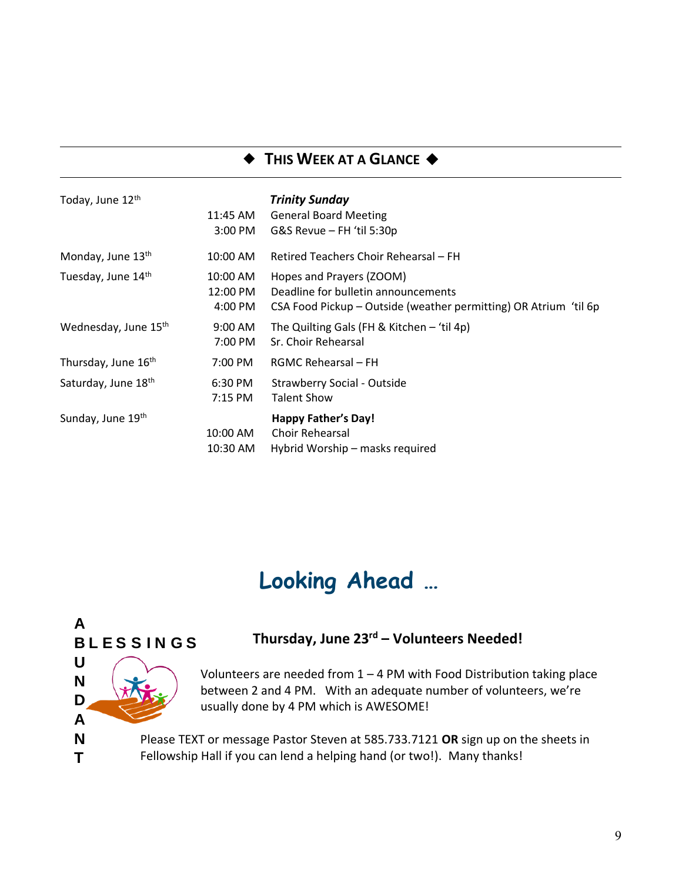## ◆ This Week at a Glance ◆

| | | |
|---|---|---|
| Today, June 12th | | ***Trinity Sunday*** |
| | 11:45 AM | General Board Meeting |
| | 3:00 PM | G&S Revue – FH 'til 5:30p |
| Monday, June 13th | 10:00 AM | Retired Teachers Choir Rehearsal – FH |
| Tuesday, June 14th | 10:00 AM | Hopes and Prayers (ZOOM) |
| | 12:00 PM | Deadline for bulletin announcements |
| | 4:00 PM | CSA Food Pickup – Outside (weather permitting) OR Atrium 'til 6p |
| Wednesday, June 15th | 9:00 AM | The Quilting Gals (FH & Kitchen – 'til 4p) |
| | 7:00 PM | Sr. Choir Rehearsal |
| Thursday, June 16th | 7:00 PM | RGMC Rehearsal – FH |
| Saturday, June 18th | 6:30 PM | Strawberry Social - Outside |
| | 7:15 PM | Talent Show |
| Sunday, June 19th | | **Happy Father's Day!** |
| | 10:00 AM | Choir Rehearsal |
| | 10:30 AM | Hybrid Worship – masks required |

# Looking Ahead …

A
BLESSINGS
U
N
D
A
N
T

### Thursday, June 23rd – Volunteers Needed!

Volunteers are needed from 1 – 4 PM with Food Distribution taking place between 2 and 4 PM. With an adequate number of volunteers, we're usually done by 4 PM which is AWESOME!

Please TEXT or message Pastor Steven at 585.733.7121 **OR** sign up on the sheets in Fellowship Hall if you can lend a helping hand (or two!). Many thanks!